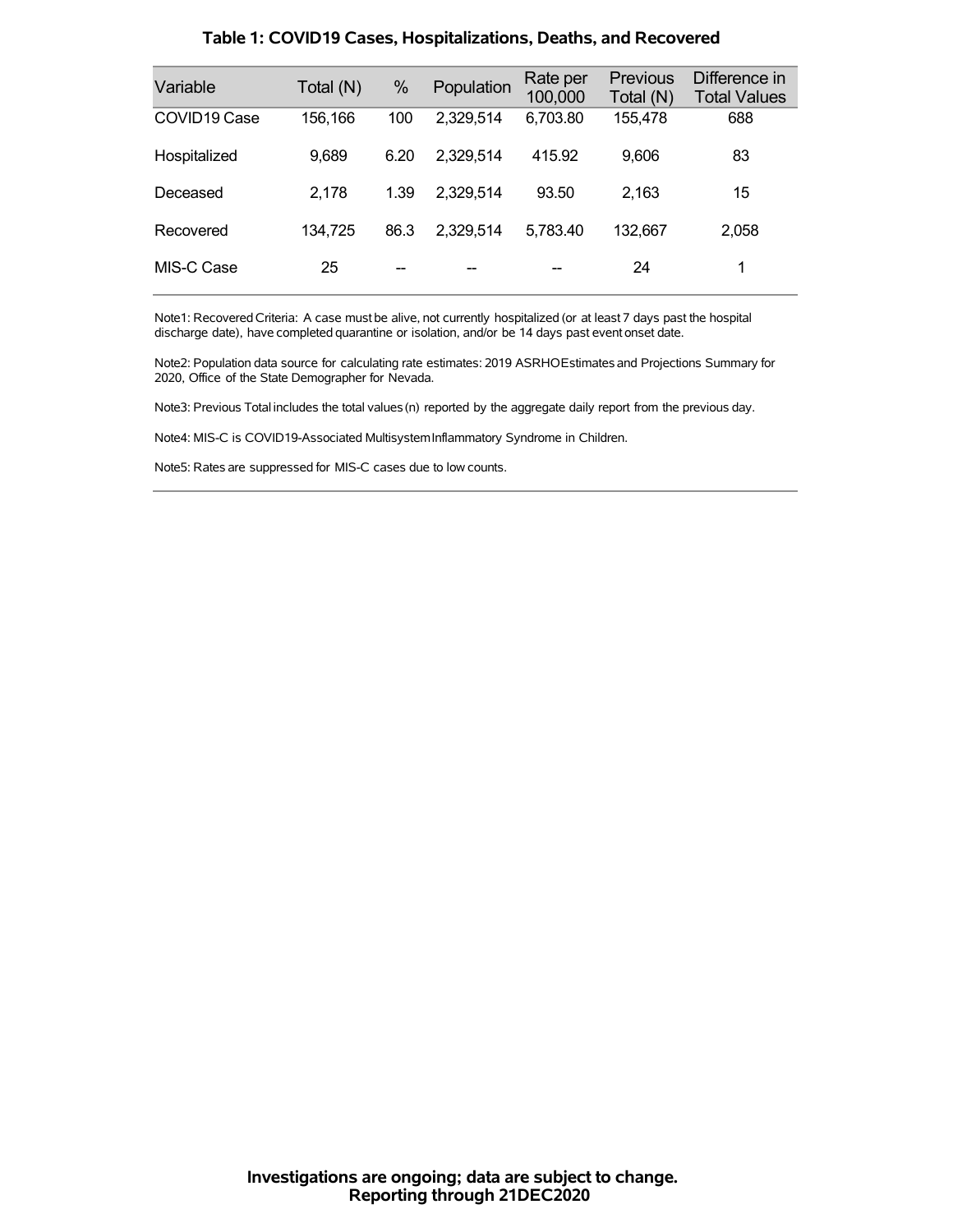### Table 1: COVID19 Cases, Hospitalizations, Deaths, and Recovered

| Variable | Total (N) | % | Population | Rate per 100,000 | Previous Total (N) | Difference in Total Values |
|---|---|---|---|---|---|---|
| COVID19 Case | 156,166 | 100 | 2,329,514 | 6,703.80 | 155,478 | 688 |
| Hospitalized | 9,689 | 6.20 | 2,329,514 | 415.92 | 9,606 | 83 |
| Deceased | 2,178 | 1.39 | 2,329,514 | 93.50 | 2,163 | 15 |
| Recovered | 134,725 | 86.3 | 2,329,514 | 5,783.40 | 132,667 | 2,058 |
| MIS-C Case | 25 | -- | -- | -- | 24 | 1 |

Note1: Recovered Criteria: A case must be alive, not currently hospitalized (or at least 7 days past the hospital discharge date), have completed quarantine or isolation, and/or be 14 days past event onset date.

Note2: Population data source for calculating rate estimates: 2019 ASRHO Estimates and Projections Summary for 2020, Office of the State Demographer for Nevada.

Note3: Previous Total includes the total values (n) reported by the aggregate daily report from the previous day.

Note4: MIS-C is COVID19-Associated Multisystem Inflammatory Syndrome in Children.

Note5: Rates are suppressed for MIS-C cases due to low counts.

**Investigations are ongoing; data are subject to change.**
**Reporting through 21DEC2020**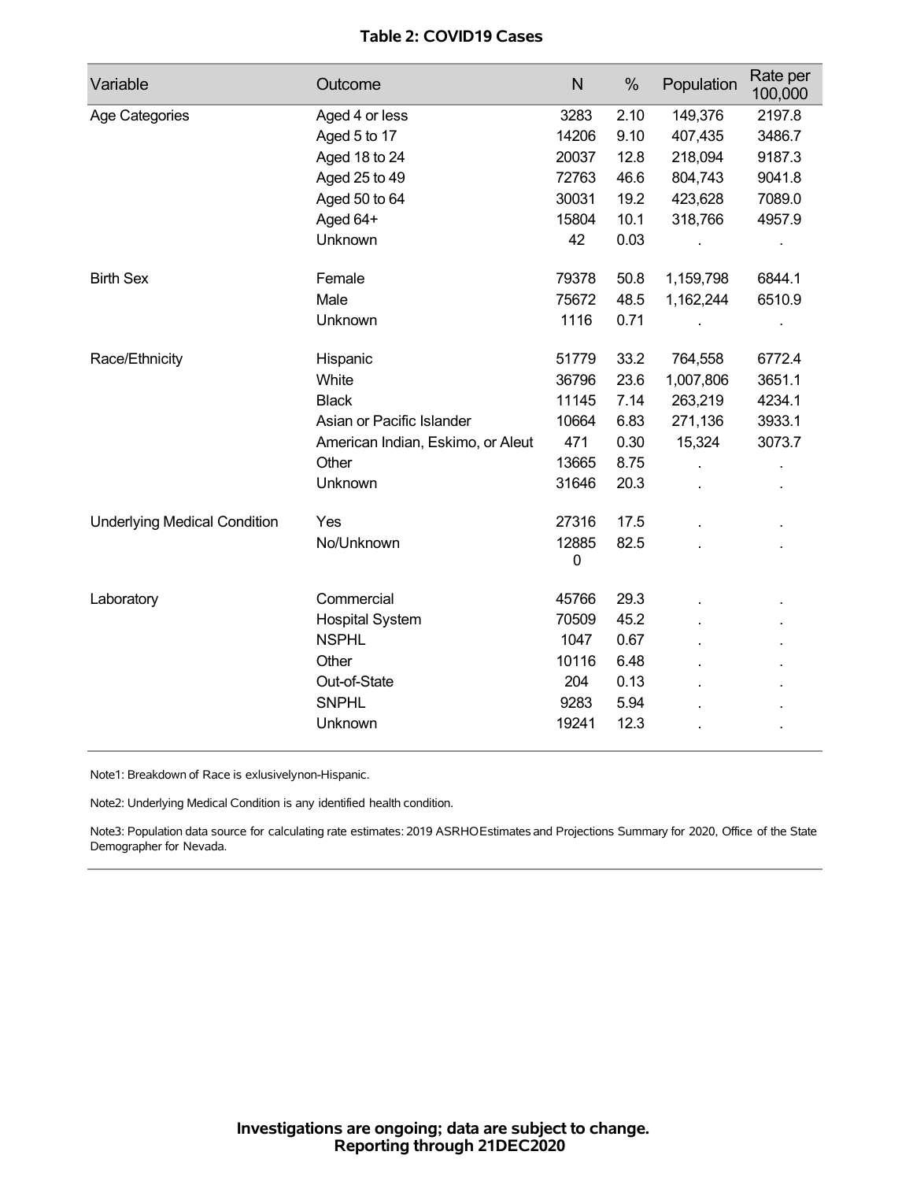**Table 2: COVID19 Cases**

| Variable | Outcome | N | % | Population | Rate per 100,000 |
|---|---|---|---|---|---|
| Age Categories | Aged 4 or less | 3283 | 2.10 | 149,376 | 2197.8 |
| | Aged 5 to 17 | 14206 | 9.10 | 407,435 | 3486.7 |
| | Aged 18 to 24 | 20037 | 12.8 | 218,094 | 9187.3 |
| | Aged 25 to 49 | 72763 | 46.6 | 804,743 | 9041.8 |
| | Aged 50 to 64 | 30031 | 19.2 | 423,628 | 7089.0 |
| | Aged 64+ | 15804 | 10.1 | 318,766 | 4957.9 |
| | Unknown | 42 | 0.03 | . | . |
| Birth Sex | Female | 79378 | 50.8 | 1,159,798 | 6844.1 |
| | Male | 75672 | 48.5 | 1,162,244 | 6510.9 |
| | Unknown | 1116 | 0.71 | . | . |
| Race/Ethnicity | Hispanic | 51779 | 33.2 | 764,558 | 6772.4 |
| | White | 36796 | 23.6 | 1,007,806 | 3651.1 |
| | Black | 11145 | 7.14 | 263,219 | 4234.1 |
| | Asian or Pacific Islander | 10664 | 6.83 | 271,136 | 3933.1 |
| | American Indian, Eskimo, or Aleut | 471 | 0.30 | 15,324 | 3073.7 |
| | Other | 13665 | 8.75 | . | . |
| | Unknown | 31646 | 20.3 | . | . |
| Underlying Medical Condition | Yes | 27316 | 17.5 | . | . |
| | No/Unknown | 128850 | 82.5 | . | . |
| Laboratory | Commercial | 45766 | 29.3 | . | . |
| | Hospital System | 70509 | 45.2 | . | . |
| | NSPHL | 1047 | 0.67 | . | . |
| | Other | 10116 | 6.48 | . | . |
| | Out-of-State | 204 | 0.13 | . | . |
| | SNPHL | 9283 | 5.94 | . | . |
| | Unknown | 19241 | 12.3 | . | . |

Note1: Breakdown of Race is exlusivelynon-Hispanic.

Note2: Underlying Medical Condition is any identified health condition.

Note3: Population data source for calculating rate estimates: 2019 ASRHOEstimates and Projections Summary for 2020, Office of the State Demographer for Nevada.

**Investigations are ongoing; data are subject to change.**
**Reporting through 21DEC2020**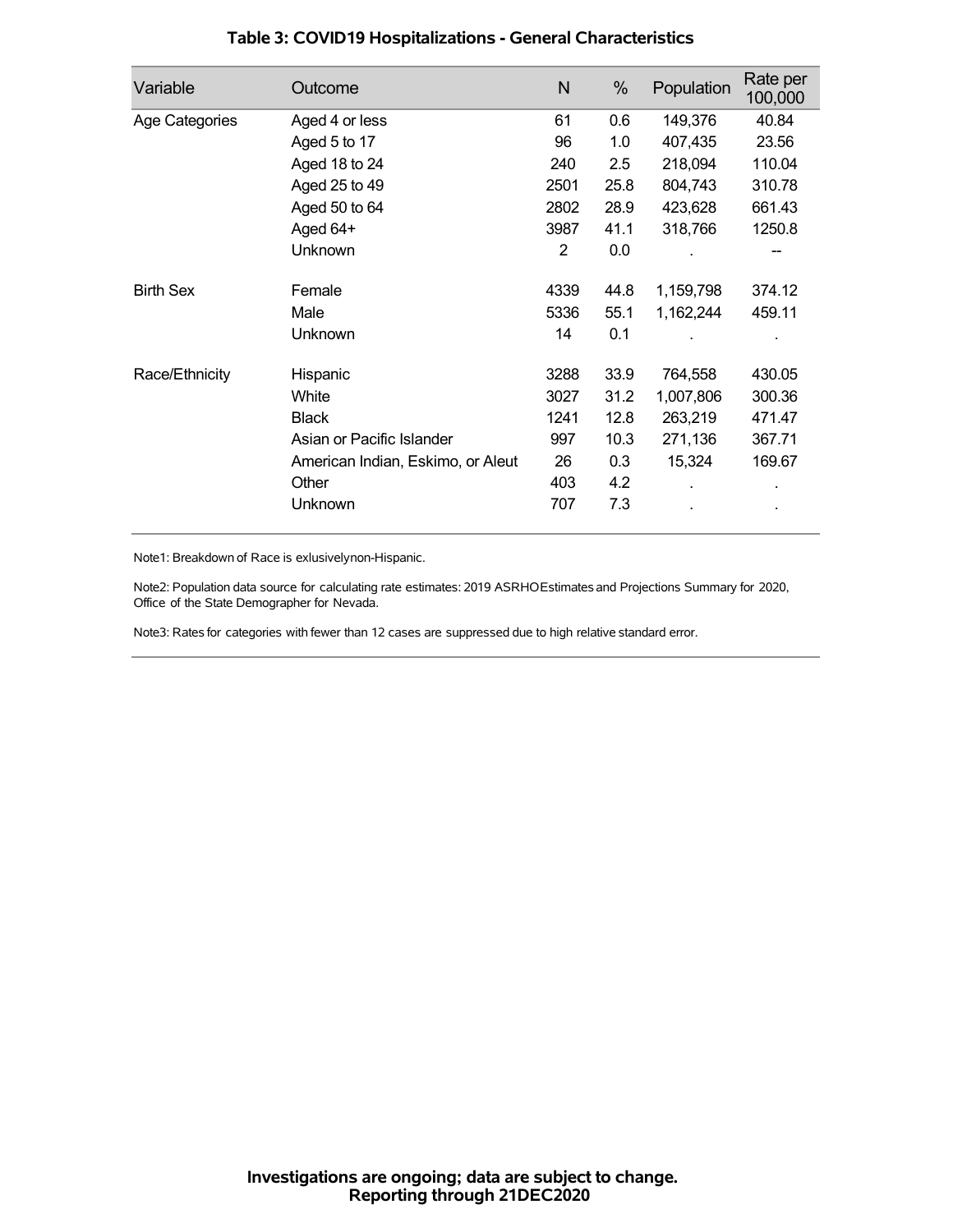### Table 3: COVID19 Hospitalizations - General Characteristics

| Variable | Outcome | N | % | Population | Rate per 100,000 |
|---|---|---|---|---|---|
| Age Categories | Aged 4 or less | 61 | 0.6 | 149,376 | 40.84 |
| | Aged 5 to 17 | 96 | 1.0 | 407,435 | 23.56 |
| | Aged 18 to 24 | 240 | 2.5 | 218,094 | 110.04 |
| | Aged 25 to 49 | 2501 | 25.8 | 804,743 | 310.78 |
| | Aged 50 to 64 | 2802 | 28.9 | 423,628 | 661.43 |
| | Aged 64+ | 3987 | 41.1 | 318,766 | 1250.8 |
| | Unknown | 2 | 0.0 | . | -- |
| Birth Sex | Female | 4339 | 44.8 | 1,159,798 | 374.12 |
| | Male | 5336 | 55.1 | 1,162,244 | 459.11 |
| | Unknown | 14 | 0.1 | . | . |
| Race/Ethnicity | Hispanic | 3288 | 33.9 | 764,558 | 430.05 |
| | White | 3027 | 31.2 | 1,007,806 | 300.36 |
| | Black | 1241 | 12.8 | 263,219 | 471.47 |
| | Asian or Pacific Islander | 997 | 10.3 | 271,136 | 367.71 |
| | American Indian, Eskimo, or Aleut | 26 | 0.3 | 15,324 | 169.67 |
| | Other | 403 | 4.2 | . | . |
| | Unknown | 707 | 7.3 | . | . |

Note1: Breakdown of Race is exlusivelynon-Hispanic.

Note2: Population data source for calculating rate estimates: 2019 ASRHOEstimates and Projections Summary for 2020, Office of the State Demographer for Nevada.

Note3: Rates for categories with fewer than 12 cases are suppressed due to high relative standard error.

**Investigations are ongoing; data are subject to change.**
**Reporting through 21DEC2020**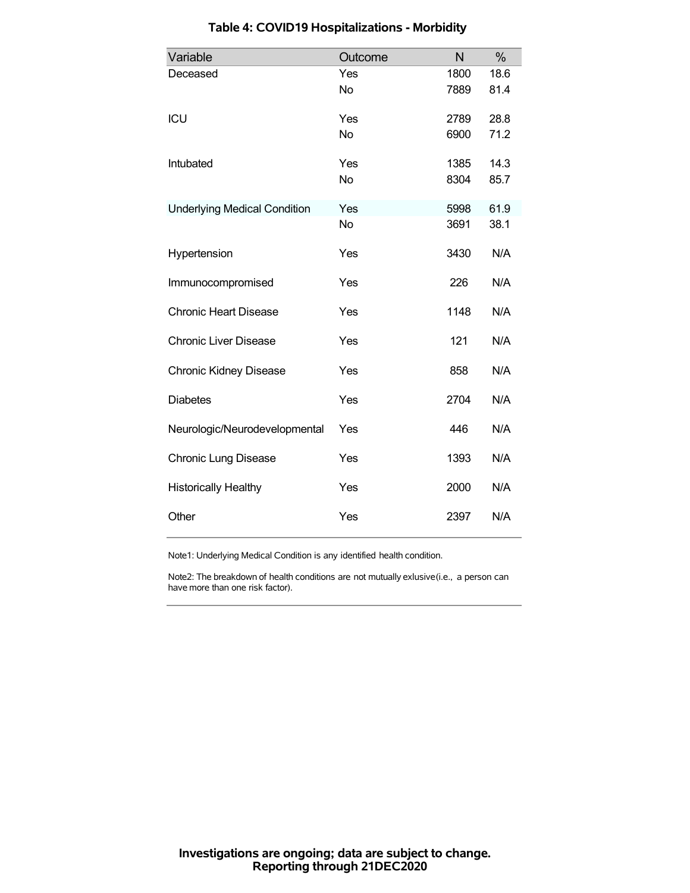# Table 4: COVID19 Hospitalizations - Morbidity

| Variable | Outcome | N | % |
|---|---|---|---|
| Deceased | Yes | 1800 | 18.6 |
| | No | 7889 | 81.4 |
| ICU | Yes | 2789 | 28.8 |
| | No | 6900 | 71.2 |
| Intubated | Yes | 1385 | 14.3 |
| | No | 8304 | 85.7 |
| Underlying Medical Condition | Yes | 5998 | 61.9 |
| | No | 3691 | 38.1 |
| Hypertension | Yes | 3430 | N/A |
| Immunocompromised | Yes | 226 | N/A |
| Chronic Heart Disease | Yes | 1148 | N/A |
| Chronic Liver Disease | Yes | 121 | N/A |
| Chronic Kidney Disease | Yes | 858 | N/A |
| Diabetes | Yes | 2704 | N/A |
| Neurologic/Neurodevelopmental | Yes | 446 | N/A |
| Chronic Lung Disease | Yes | 1393 | N/A |
| Historically Healthy | Yes | 2000 | N/A |
| Other | Yes | 2397 | N/A |

Note1: Underlying Medical Condition is any identified health condition.

Note2: The breakdown of health conditions are not mutually exlusive(i.e., a person can have more than one risk factor).

**Investigations are ongoing; data are subject to change.**
**Reporting through 21DEC2020**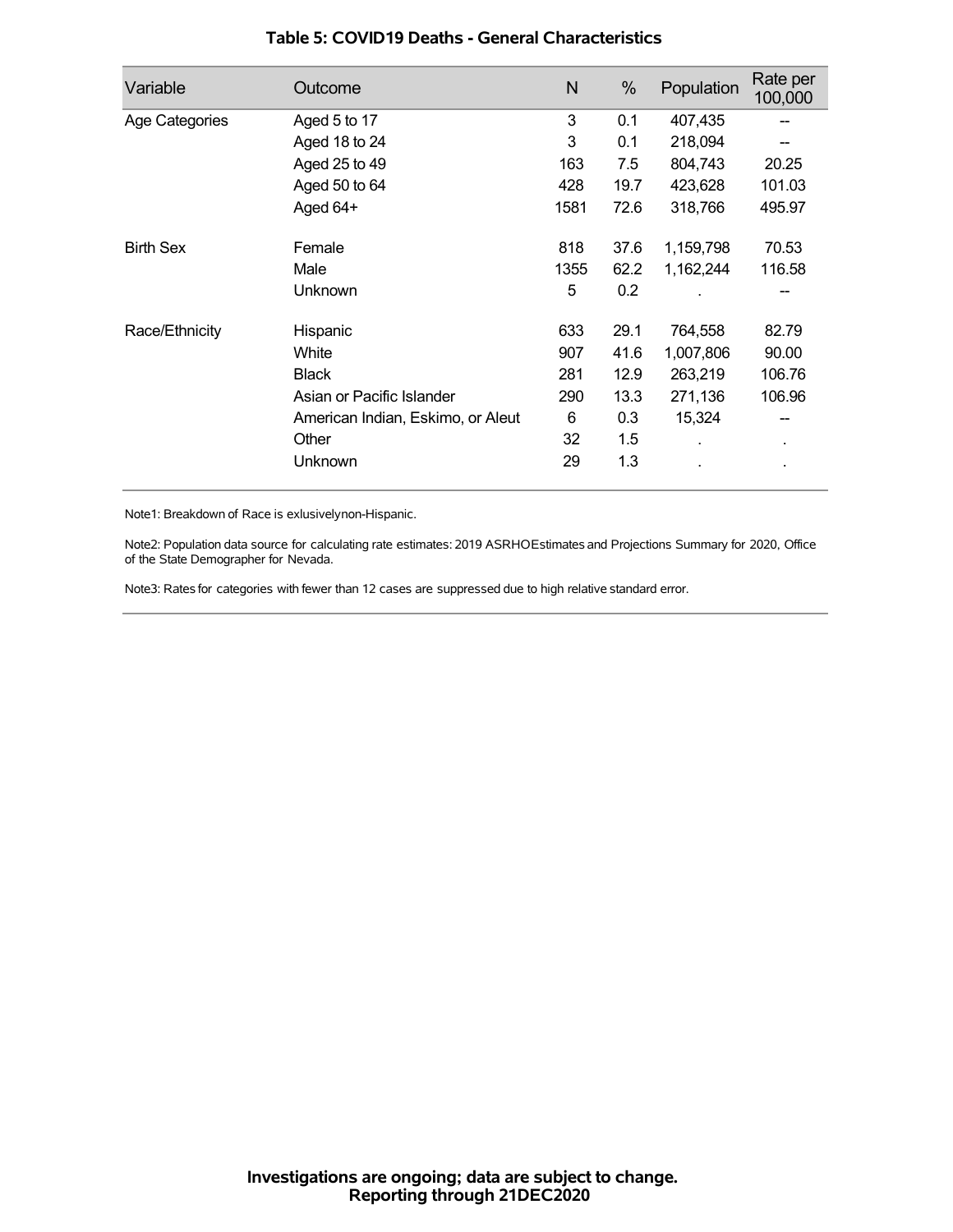### Table 5: COVID19 Deaths - General Characteristics

| Variable | Outcome | N | % | Population | Rate per 100,000 |
|---|---|---|---|---|---|
| Age Categories | Aged 5 to 17 | 3 | 0.1 | 407,435 | -- |
| | Aged 18 to 24 | 3 | 0.1 | 218,094 | -- |
| | Aged 25 to 49 | 163 | 7.5 | 804,743 | 20.25 |
| | Aged 50 to 64 | 428 | 19.7 | 423,628 | 101.03 |
| | Aged 64+ | 1581 | 72.6 | 318,766 | 495.97 |
| Birth Sex | Female | 818 | 37.6 | 1,159,798 | 70.53 |
| | Male | 1355 | 62.2 | 1,162,244 | 116.58 |
| | Unknown | 5 | 0.2 | . | -- |
| Race/Ethnicity | Hispanic | 633 | 29.1 | 764,558 | 82.79 |
| | White | 907 | 41.6 | 1,007,806 | 90.00 |
| | Black | 281 | 12.9 | 263,219 | 106.76 |
| | Asian or Pacific Islander | 290 | 13.3 | 271,136 | 106.96 |
| | American Indian, Eskimo, or Aleut | 6 | 0.3 | 15,324 | -- |
| | Other | 32 | 1.5 | . | . |
| | Unknown | 29 | 1.3 | . | . |

Note1: Breakdown of Race is exlusivelynon-Hispanic.

Note2: Population data source for calculating rate estimates: 2019 ASRHOEstimates and Projections Summary for 2020, Office of the State Demographer for Nevada.

Note3: Rates for categories with fewer than 12 cases are suppressed due to high relative standard error.

**Investigations are ongoing; data are subject to change.**
**Reporting through 21DEC2020**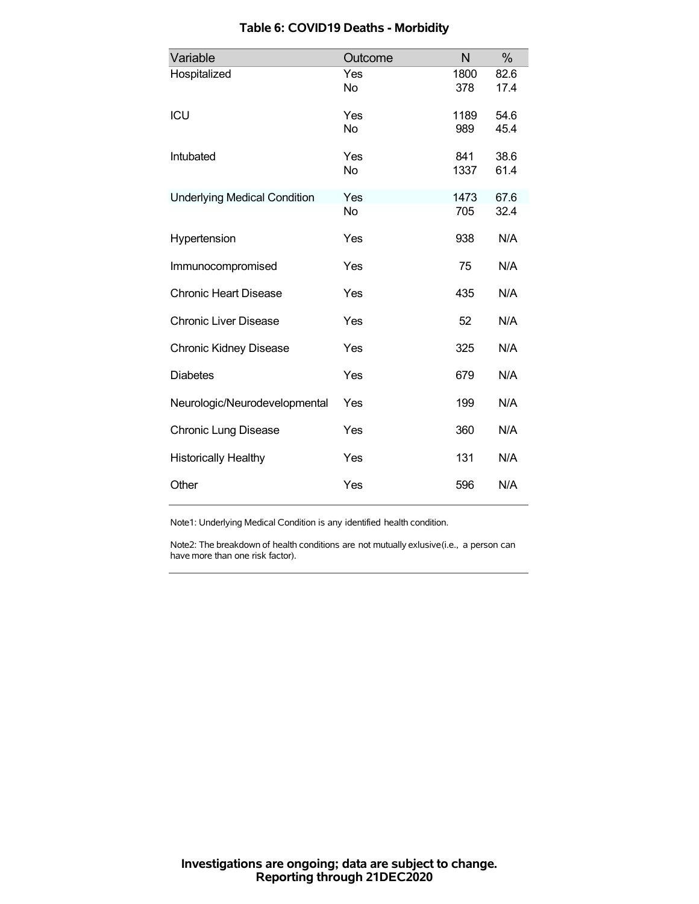## Table 6: COVID19 Deaths - Morbidity

| Variable | Outcome | N | % |
|---|---|---|---|
| Hospitalized | Yes | 1800 | 82.6 |
| | No | 378 | 17.4 |
| ICU | Yes | 1189 | 54.6 |
| | No | 989 | 45.4 |
| Intubated | Yes | 841 | 38.6 |
| | No | 1337 | 61.4 |
| Underlying Medical Condition | Yes | 1473 | 67.6 |
| | No | 705 | 32.4 |
| Hypertension | Yes | 938 | N/A |
| Immunocompromised | Yes | 75 | N/A |
| Chronic Heart Disease | Yes | 435 | N/A |
| Chronic Liver Disease | Yes | 52 | N/A |
| Chronic Kidney Disease | Yes | 325 | N/A |
| Diabetes | Yes | 679 | N/A |
| Neurologic/Neurodevelopmental | Yes | 199 | N/A |
| Chronic Lung Disease | Yes | 360 | N/A |
| Historically Healthy | Yes | 131 | N/A |
| Other | Yes | 596 | N/A |

Note1: Underlying Medical Condition is any identified health condition.

Note2: The breakdown of health conditions are not mutually exlusive(i.e., a person can have more than one risk factor).

**Investigations are ongoing; data are subject to change.**
**Reporting through 21DEC2020**